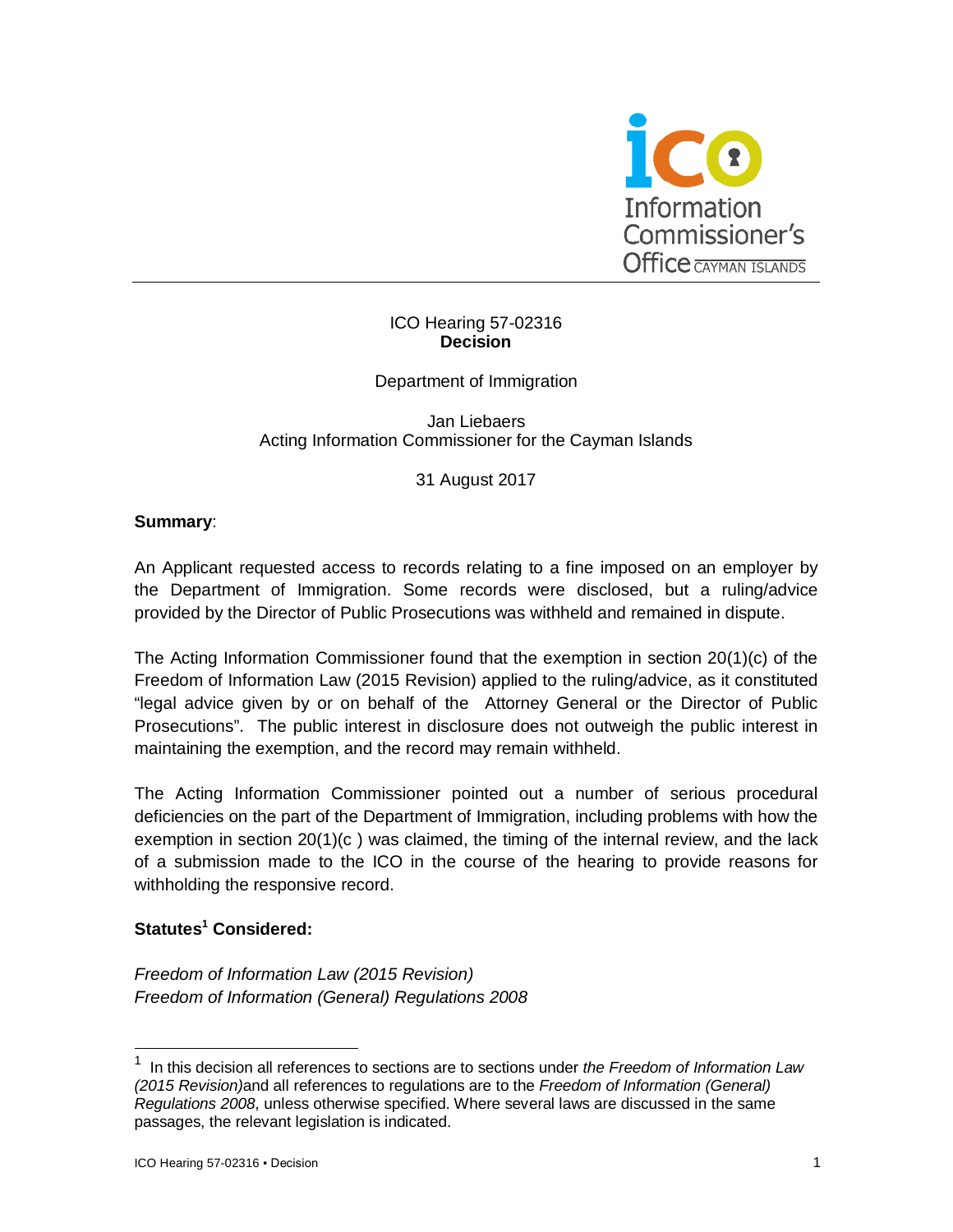ICO Hearing 57-02316
**Decision**

Department of Immigration

Jan Liebaers
Acting Information Commissioner for the Cayman Islands

31 August 2017

**Summary**:

An Applicant requested access to records relating to a fine imposed on an employer by the Department of Immigration. Some records were disclosed, but a ruling/advice provided by the Director of Public Prosecutions was withheld and remained in dispute.

The Acting Information Commissioner found that the exemption in section 20(1)(c) of the Freedom of Information Law (2015 Revision) applied to the ruling/advice, as it constituted "legal advice given by or on behalf of the Attorney General or the Director of Public Prosecutions". The public interest in disclosure does not outweigh the public interest in maintaining the exemption, and the record may remain withheld.

The Acting Information Commissioner pointed out a number of serious procedural deficiencies on the part of the Department of Immigration, including problems with how the exemption in section 20(1)(c ) was claimed, the timing of the internal review, and the lack of a submission made to the ICO in the course of the hearing to provide reasons for withholding the responsive record.

**Statutes[1] Considered:**

*Freedom of Information Law (2015 Revision)*
*Freedom of Information (General) Regulations 2008*

[1] In this decision all references to sections are to sections under *the Freedom of Information Law (2015 Revision)* and all references to regulations are to the *Freedom of Information (General) Regulations 2008*, unless otherwise specified. Where several laws are discussed in the same passages, the relevant legislation is indicated.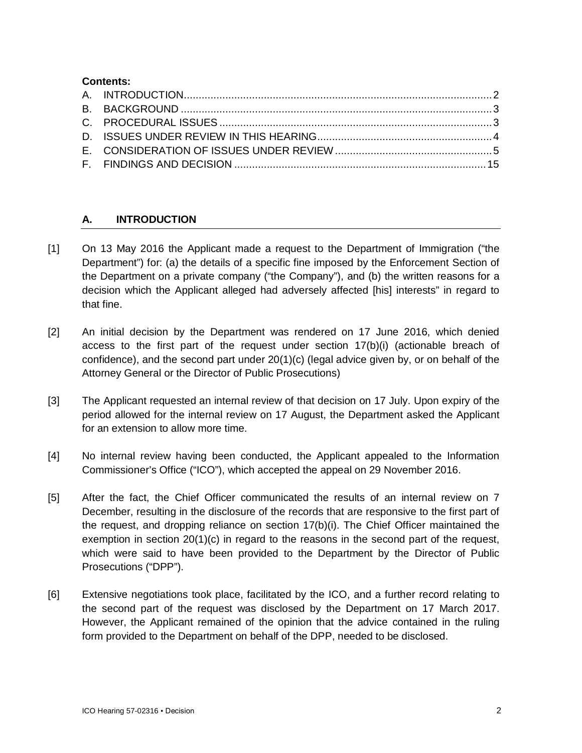**Contents:**

A. INTRODUCTION .......... 2
B. BACKGROUND .......... 3
C. PROCEDURAL ISSUES .......... 3
D. ISSUES UNDER REVIEW IN THIS HEARING .......... 4
E. CONSIDERATION OF ISSUES UNDER REVIEW .......... 5
F. FINDINGS AND DECISION .......... 15

## A. INTRODUCTION

[1] On 13 May 2016 the Applicant made a request to the Department of Immigration ("the Department") for: (a) the details of a specific fine imposed by the Enforcement Section of the Department on a private company ("the Company"), and (b) the written reasons for a decision which the Applicant alleged had adversely affected [his] interests" in regard to that fine.

[2] An initial decision by the Department was rendered on 17 June 2016, which denied access to the first part of the request under section 17(b)(i) (actionable breach of confidence), and the second part under 20(1)(c) (legal advice given by, or on behalf of the Attorney General or the Director of Public Prosecutions)

[3] The Applicant requested an internal review of that decision on 17 July. Upon expiry of the period allowed for the internal review on 17 August, the Department asked the Applicant for an extension to allow more time.

[4] No internal review having been conducted, the Applicant appealed to the Information Commissioner's Office ("ICO"), which accepted the appeal on 29 November 2016.

[5] After the fact, the Chief Officer communicated the results of an internal review on 7 December, resulting in the disclosure of the records that are responsive to the first part of the request, and dropping reliance on section 17(b)(i). The Chief Officer maintained the exemption in section 20(1)(c) in regard to the reasons in the second part of the request, which were said to have been provided to the Department by the Director of Public Prosecutions ("DPP").

[6] Extensive negotiations took place, facilitated by the ICO, and a further record relating to the second part of the request was disclosed by the Department on 17 March 2017. However, the Applicant remained of the opinion that the advice contained in the ruling form provided to the Department on behalf of the DPP, needed to be disclosed.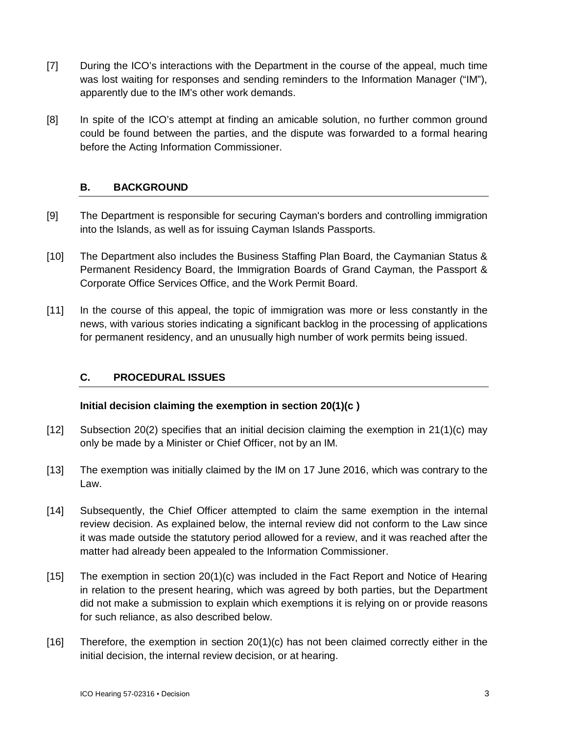[7] During the ICO's interactions with the Department in the course of the appeal, much time was lost waiting for responses and sending reminders to the Information Manager ("IM"), apparently due to the IM's other work demands.

[8] In spite of the ICO's attempt at finding an amicable solution, no further common ground could be found between the parties, and the dispute was forwarded to a formal hearing before the Acting Information Commissioner.

## B. BACKGROUND

[9] The Department is responsible for securing Cayman's borders and controlling immigration into the Islands, as well as for issuing Cayman Islands Passports.

[10] The Department also includes the Business Staffing Plan Board, the Caymanian Status & Permanent Residency Board, the Immigration Boards of Grand Cayman, the Passport & Corporate Office Services Office, and the Work Permit Board.

[11] In the course of this appeal, the topic of immigration was more or less constantly in the news, with various stories indicating a significant backlog in the processing of applications for permanent residency, and an unusually high number of work permits being issued.

## C. PROCEDURAL ISSUES

### Initial decision claiming the exemption in section 20(1)(c )

[12] Subsection 20(2) specifies that an initial decision claiming the exemption in 21(1)(c) may only be made by a Minister or Chief Officer, not by an IM.

[13] The exemption was initially claimed by the IM on 17 June 2016, which was contrary to the Law.

[14] Subsequently, the Chief Officer attempted to claim the same exemption in the internal review decision. As explained below, the internal review did not conform to the Law since it was made outside the statutory period allowed for a review, and it was reached after the matter had already been appealed to the Information Commissioner.

[15] The exemption in section 20(1)(c) was included in the Fact Report and Notice of Hearing in relation to the present hearing, which was agreed by both parties, but the Department did not make a submission to explain which exemptions it is relying on or provide reasons for such reliance, as also described below.

[16] Therefore, the exemption in section 20(1)(c) has not been claimed correctly either in the initial decision, the internal review decision, or at hearing.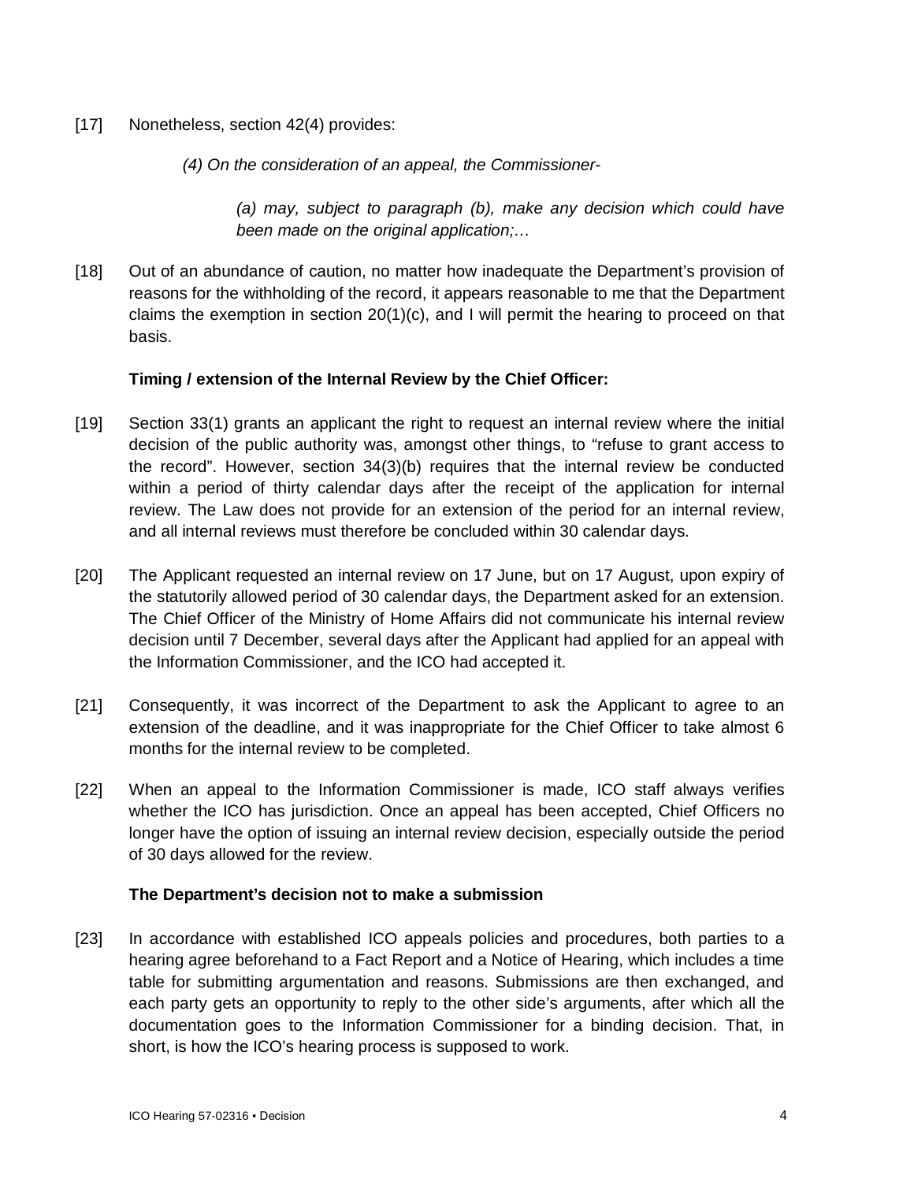[17] Nonetheless, section 42(4) provides:

> *(4) On the consideration of an appeal, the Commissioner-*
>
> > *(a) may, subject to paragraph (b), make any decision which could have been made on the original application;…*

[18] Out of an abundance of caution, no matter how inadequate the Department's provision of reasons for the withholding of the record, it appears reasonable to me that the Department claims the exemption in section 20(1)(c), and I will permit the hearing to proceed on that basis.

**Timing / extension of the Internal Review by the Chief Officer:**

[19] Section 33(1) grants an applicant the right to request an internal review where the initial decision of the public authority was, amongst other things, to "refuse to grant access to the record". However, section 34(3)(b) requires that the internal review be conducted within a period of thirty calendar days after the receipt of the application for internal review. The Law does not provide for an extension of the period for an internal review, and all internal reviews must therefore be concluded within 30 calendar days.

[20] The Applicant requested an internal review on 17 June, but on 17 August, upon expiry of the statutorily allowed period of 30 calendar days, the Department asked for an extension. The Chief Officer of the Ministry of Home Affairs did not communicate his internal review decision until 7 December, several days after the Applicant had applied for an appeal with the Information Commissioner, and the ICO had accepted it.

[21] Consequently, it was incorrect of the Department to ask the Applicant to agree to an extension of the deadline, and it was inappropriate for the Chief Officer to take almost 6 months for the internal review to be completed.

[22] When an appeal to the Information Commissioner is made, ICO staff always verifies whether the ICO has jurisdiction. Once an appeal has been accepted, Chief Officers no longer have the option of issuing an internal review decision, especially outside the period of 30 days allowed for the review.

**The Department's decision not to make a submission**

[23] In accordance with established ICO appeals policies and procedures, both parties to a hearing agree beforehand to a Fact Report and a Notice of Hearing, which includes a time table for submitting argumentation and reasons. Submissions are then exchanged, and each party gets an opportunity to reply to the other side's arguments, after which all the documentation goes to the Information Commissioner for a binding decision. That, in short, is how the ICO's hearing process is supposed to work.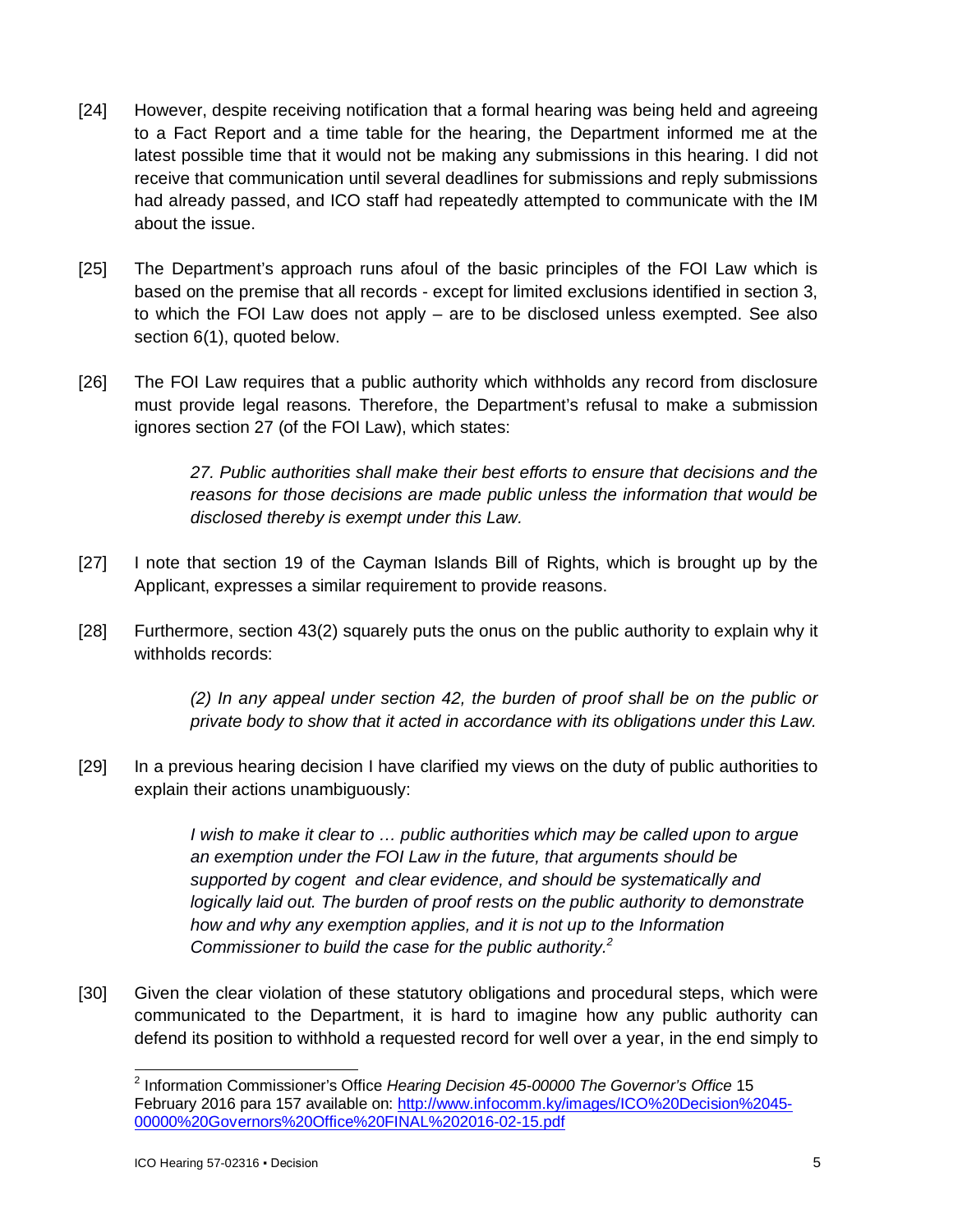[24] However, despite receiving notification that a formal hearing was being held and agreeing to a Fact Report and a time table for the hearing, the Department informed me at the latest possible time that it would not be making any submissions in this hearing. I did not receive that communication until several deadlines for submissions and reply submissions had already passed, and ICO staff had repeatedly attempted to communicate with the IM about the issue.

[25] The Department's approach runs afoul of the basic principles of the FOI Law which is based on the premise that all records - except for limited exclusions identified in section 3, to which the FOI Law does not apply – are to be disclosed unless exempted. See also section 6(1), quoted below.

[26] The FOI Law requires that a public authority which withholds any record from disclosure must provide legal reasons. Therefore, the Department's refusal to make a submission ignores section 27 (of the FOI Law), which states:

> *27. Public authorities shall make their best efforts to ensure that decisions and the reasons for those decisions are made public unless the information that would be disclosed thereby is exempt under this Law.*

[27] I note that section 19 of the Cayman Islands Bill of Rights, which is brought up by the Applicant, expresses a similar requirement to provide reasons.

[28] Furthermore, section 43(2) squarely puts the onus on the public authority to explain why it withholds records:

> *(2) In any appeal under section 42, the burden of proof shall be on the public or private body to show that it acted in accordance with its obligations under this Law.*

[29] In a previous hearing decision I have clarified my views on the duty of public authorities to explain their actions unambiguously:

> *I wish to make it clear to … public authorities which may be called upon to argue an exemption under the FOI Law in the future, that arguments should be supported by cogent and clear evidence, and should be systematically and logically laid out. The burden of proof rests on the public authority to demonstrate how and why any exemption applies, and it is not up to the Information Commissioner to build the case for the public authority.*[2]

[30] Given the clear violation of these statutory obligations and procedural steps, which were communicated to the Department, it is hard to imagine how any public authority can defend its position to withhold a requested record for well over a year, in the end simply to

---

[2] Information Commissioner's Office *Hearing Decision 45-00000 The Governor's Office* 15 February 2016 para 157 available on: http://www.infocomm.ky/images/ICO%20Decision%2045-00000%20Governors%20Office%20FINAL%202016-02-15.pdf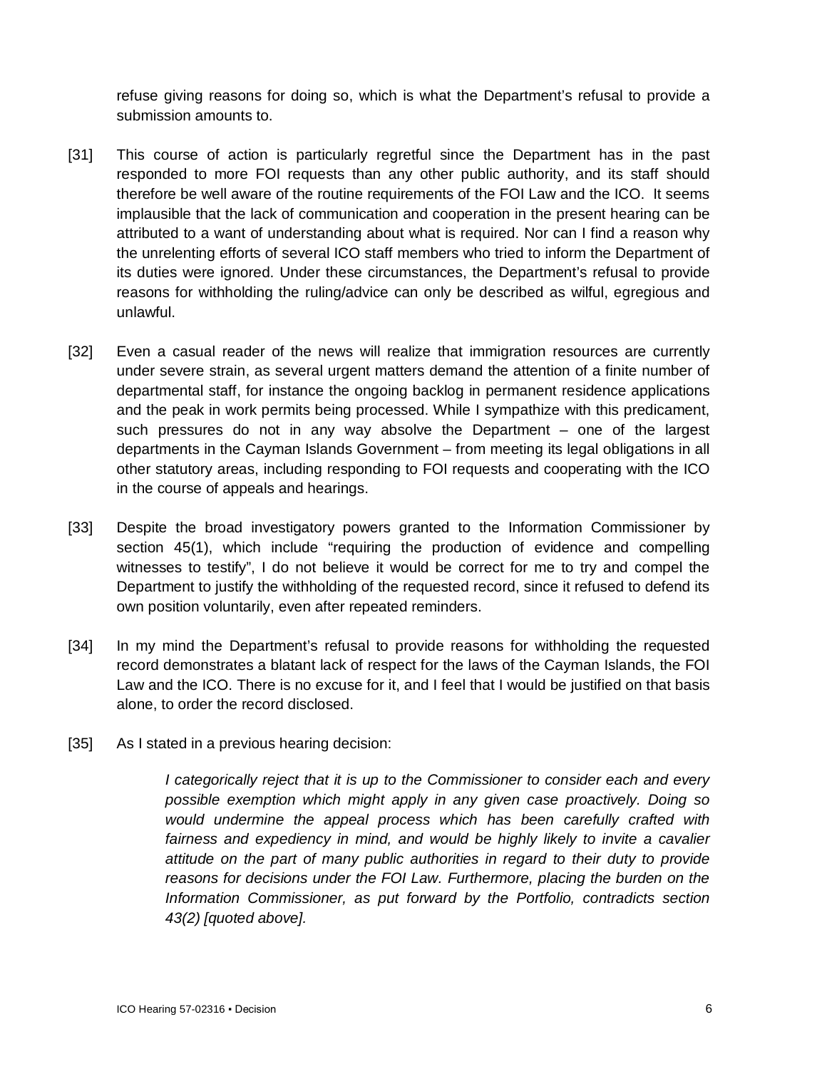refuse giving reasons for doing so, which is what the Department's refusal to provide a submission amounts to.

[31] This course of action is particularly regretful since the Department has in the past responded to more FOI requests than any other public authority, and its staff should therefore be well aware of the routine requirements of the FOI Law and the ICO. It seems implausible that the lack of communication and cooperation in the present hearing can be attributed to a want of understanding about what is required. Nor can I find a reason why the unrelenting efforts of several ICO staff members who tried to inform the Department of its duties were ignored. Under these circumstances, the Department's refusal to provide reasons for withholding the ruling/advice can only be described as wilful, egregious and unlawful.

[32] Even a casual reader of the news will realize that immigration resources are currently under severe strain, as several urgent matters demand the attention of a finite number of departmental staff, for instance the ongoing backlog in permanent residence applications and the peak in work permits being processed. While I sympathize with this predicament, such pressures do not in any way absolve the Department – one of the largest departments in the Cayman Islands Government – from meeting its legal obligations in all other statutory areas, including responding to FOI requests and cooperating with the ICO in the course of appeals and hearings.

[33] Despite the broad investigatory powers granted to the Information Commissioner by section 45(1), which include "requiring the production of evidence and compelling witnesses to testify", I do not believe it would be correct for me to try and compel the Department to justify the withholding of the requested record, since it refused to defend its own position voluntarily, even after repeated reminders.

[34] In my mind the Department's refusal to provide reasons for withholding the requested record demonstrates a blatant lack of respect for the laws of the Cayman Islands, the FOI Law and the ICO. There is no excuse for it, and I feel that I would be justified on that basis alone, to order the record disclosed.

[35] As I stated in a previous hearing decision:

> *I categorically reject that it is up to the Commissioner to consider each and every possible exemption which might apply in any given case proactively. Doing so would undermine the appeal process which has been carefully crafted with fairness and expediency in mind, and would be highly likely to invite a cavalier attitude on the part of many public authorities in regard to their duty to provide reasons for decisions under the FOI Law. Furthermore, placing the burden on the Information Commissioner, as put forward by the Portfolio, contradicts section 43(2) [quoted above].*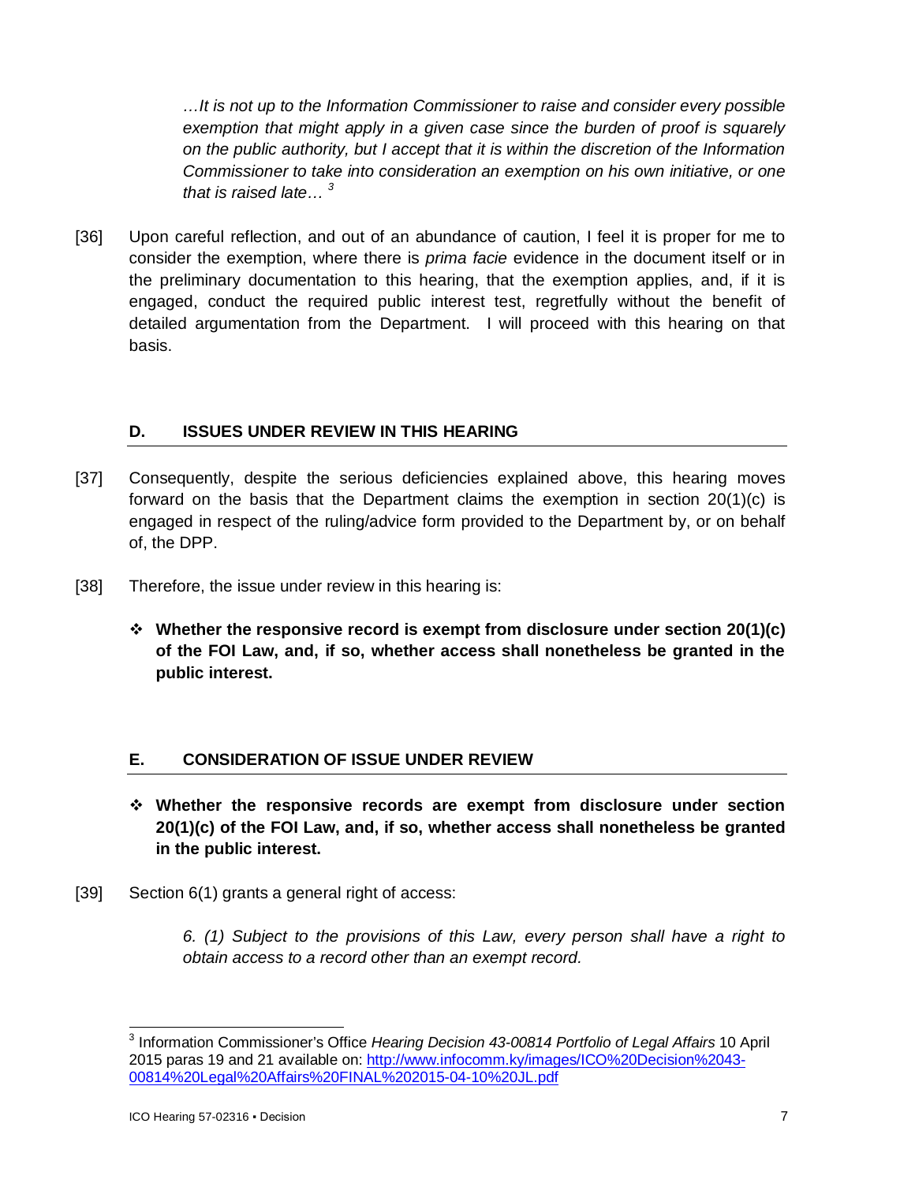> *…It is not up to the Information Commissioner to raise and consider every possible exemption that might apply in a given case since the burden of proof is squarely on the public authority, but I accept that it is within the discretion of the Information Commissioner to take into consideration an exemption on his own initiative, or one that is raised late…* [3]

[36] Upon careful reflection, and out of an abundance of caution, I feel it is proper for me to consider the exemption, where there is *prima facie* evidence in the document itself or in the preliminary documentation to this hearing, that the exemption applies, and, if it is engaged, conduct the required public interest test, regretfully without the benefit of detailed argumentation from the Department. I will proceed with this hearing on that basis.

## D. ISSUES UNDER REVIEW IN THIS HEARING

[37] Consequently, despite the serious deficiencies explained above, this hearing moves forward on the basis that the Department claims the exemption in section 20(1)(c) is engaged in respect of the ruling/advice form provided to the Department by, or on behalf of, the DPP.

[38] Therefore, the issue under review in this hearing is:

- **Whether the responsive record is exempt from disclosure under section 20(1)(c) of the FOI Law, and, if so, whether access shall nonetheless be granted in the public interest.**

## E. CONSIDERATION OF ISSUE UNDER REVIEW

- **Whether the responsive records are exempt from disclosure under section 20(1)(c) of the FOI Law, and, if so, whether access shall nonetheless be granted in the public interest.**

[39] Section 6(1) grants a general right of access:

> *6. (1) Subject to the provisions of this Law, every person shall have a right to obtain access to a record other than an exempt record.*

---

[3] Information Commissioner's Office *Hearing Decision 43-00814 Portfolio of Legal Affairs* 10 April 2015 paras 19 and 21 available on: [http://www.infocomm.ky/images/ICO%20Decision%2043-00814%20Legal%20Affairs%20FINAL%202015-04-10%20JL.pdf](http://www.infocomm.ky/images/ICO%20Decision%2043-00814%20Legal%20Affairs%20FINAL%202015-04-10%20JL.pdf)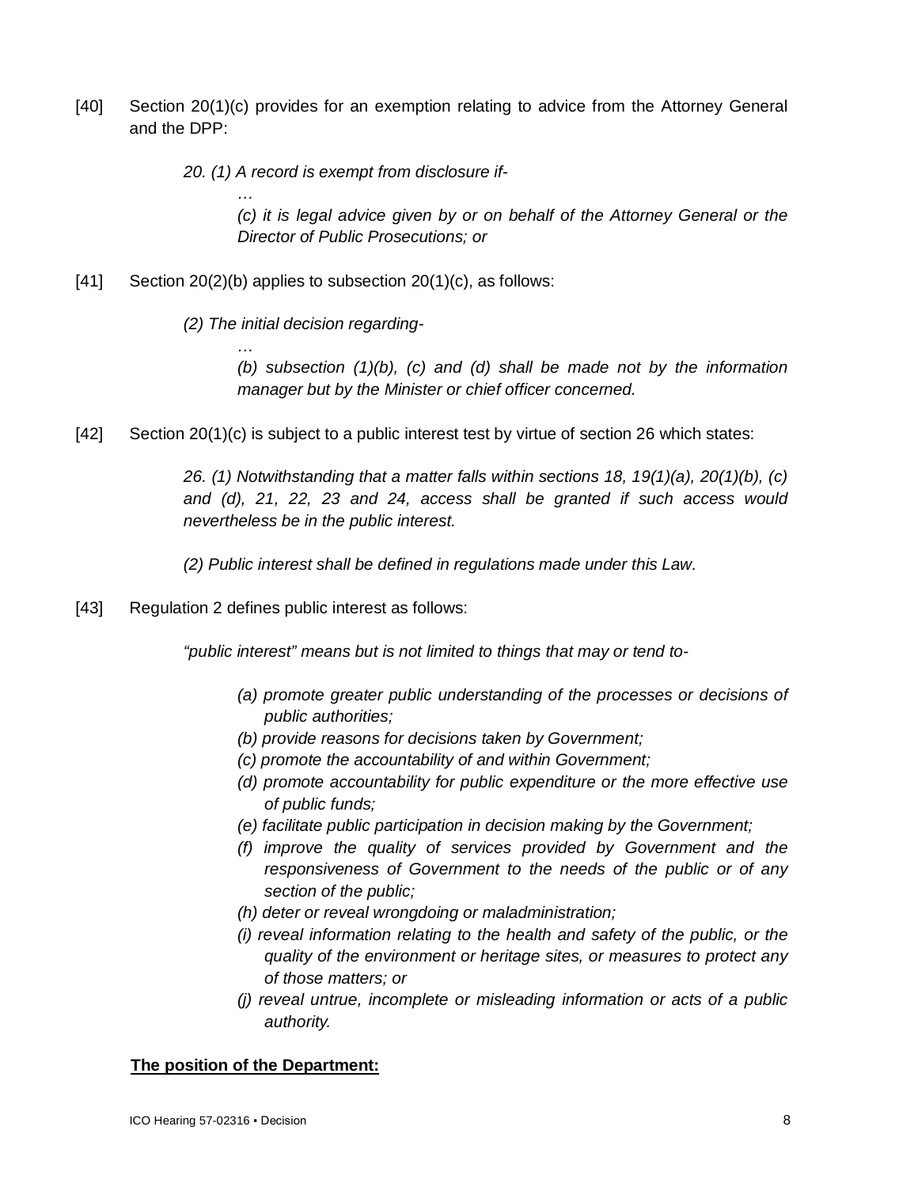[40] Section 20(1)(c) provides for an exemption relating to advice from the Attorney General and the DPP:

> *20. (1) A record is exempt from disclosure if-*
>
> > *…*
> >
> > *(c) it is legal advice given by or on behalf of the Attorney General or the Director of Public Prosecutions; or*

[41] Section 20(2)(b) applies to subsection 20(1)(c), as follows:

> *(2) The initial decision regarding-*
>
> > *…*
> >
> > *(b) subsection (1)(b), (c) and (d) shall be made not by the information manager but by the Minister or chief officer concerned.*

[42] Section 20(1)(c) is subject to a public interest test by virtue of section 26 which states:

> *26. (1) Notwithstanding that a matter falls within sections 18, 19(1)(a), 20(1)(b), (c) and (d), 21, 22, 23 and 24, access shall be granted if such access would nevertheless be in the public interest.*
>
> *(2) Public interest shall be defined in regulations made under this Law.*

[43] Regulation 2 defines public interest as follows:

> *"public interest" means but is not limited to things that may or tend to-*
>
> > *(a) promote greater public understanding of the processes or decisions of public authorities;*
> >
> > *(b) provide reasons for decisions taken by Government;*
> >
> > *(c) promote the accountability of and within Government;*
> >
> > *(d) promote accountability for public expenditure or the more effective use of public funds;*
> >
> > *(e) facilitate public participation in decision making by the Government;*
> >
> > *(f) improve the quality of services provided by Government and the responsiveness of Government to the needs of the public or of any section of the public;*
> >
> > *(h) deter or reveal wrongdoing or maladministration;*
> >
> > *(i) reveal information relating to the health and safety of the public, or the quality of the environment or heritage sites, or measures to protect any of those matters; or*
> >
> > *(j) reveal untrue, incomplete or misleading information or acts of a public authority.*

**<u>The position of the Department:</u>**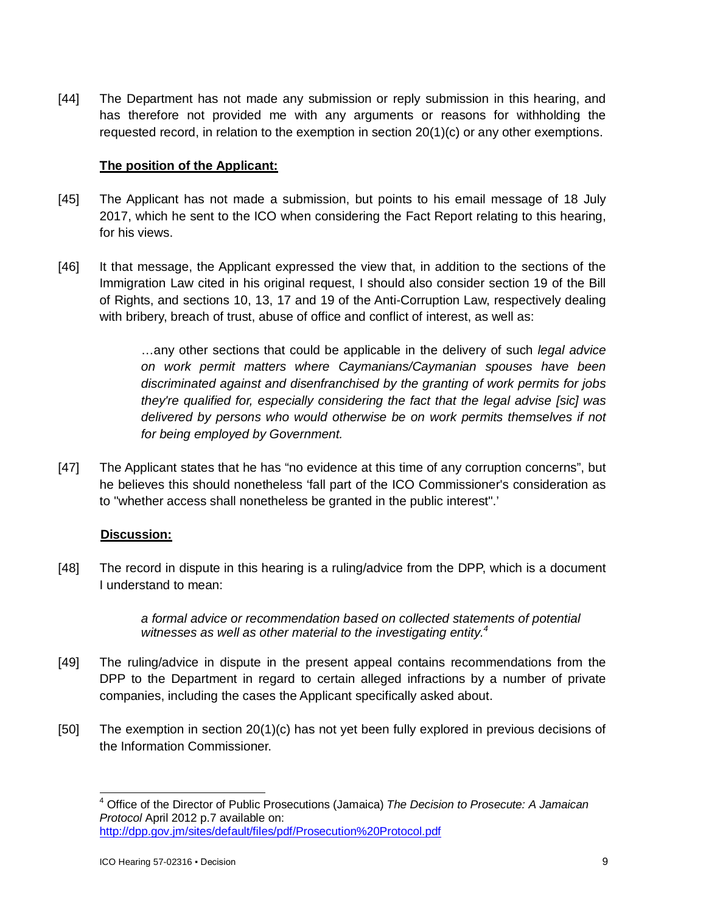[44] The Department has not made any submission or reply submission in this hearing, and has therefore not provided me with any arguments or reasons for withholding the requested record, in relation to the exemption in section 20(1)(c) or any other exemptions.

**The position of the Applicant:**

[45] The Applicant has not made a submission, but points to his email message of 18 July 2017, which he sent to the ICO when considering the Fact Report relating to this hearing, for his views.

[46] It that message, the Applicant expressed the view that, in addition to the sections of the Immigration Law cited in his original request, I should also consider section 19 of the Bill of Rights, and sections 10, 13, 17 and 19 of the Anti-Corruption Law, respectively dealing with bribery, breach of trust, abuse of office and conflict of interest, as well as:

> …any other sections that could be applicable in the delivery of such *legal advice on work permit matters where Caymanians/Caymanian spouses have been discriminated against and disenfranchised by the granting of work permits for jobs they're qualified for, especially considering the fact that the legal advise [sic] was delivered by persons who would otherwise be on work permits themselves if not for being employed by Government.*

[47] The Applicant states that he has "no evidence at this time of any corruption concerns", but he believes this should nonetheless 'fall part of the ICO Commissioner's consideration as to "whether access shall nonetheless be granted in the public interest".'

**Discussion:**

[48] The record in dispute in this hearing is a ruling/advice from the DPP, which is a document I understand to mean:

> *a formal advice or recommendation based on collected statements of potential witnesses as well as other material to the investigating entity.*[4]

[49] The ruling/advice in dispute in the present appeal contains recommendations from the DPP to the Department in regard to certain alleged infractions by a number of private companies, including the cases the Applicant specifically asked about.

[50] The exemption in section 20(1)(c) has not yet been fully explored in previous decisions of the Information Commissioner.

---

[4] Office of the Director of Public Prosecutions (Jamaica) *The Decision to Prosecute: A Jamaican Protocol* April 2012 p.7 available on: http://dpp.gov.jm/sites/default/files/pdf/Prosecution%20Protocol.pdf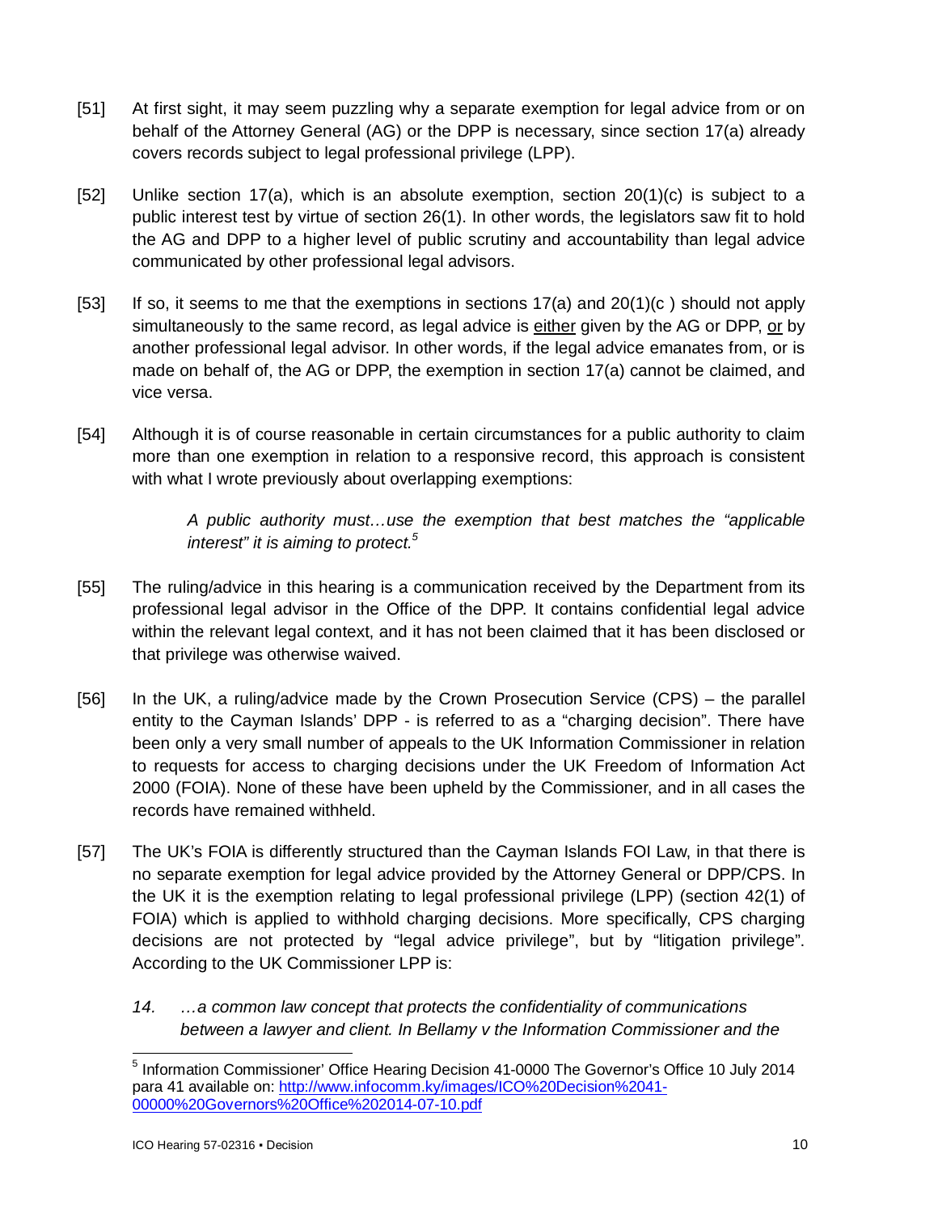[51] At first sight, it may seem puzzling why a separate exemption for legal advice from or on behalf of the Attorney General (AG) or the DPP is necessary, since section 17(a) already covers records subject to legal professional privilege (LPP).

[52] Unlike section 17(a), which is an absolute exemption, section 20(1)(c) is subject to a public interest test by virtue of section 26(1). In other words, the legislators saw fit to hold the AG and DPP to a higher level of public scrutiny and accountability than legal advice communicated by other professional legal advisors.

[53] If so, it seems to me that the exemptions in sections 17(a) and 20(1)(c ) should not apply simultaneously to the same record, as legal advice is <u>either</u> given by the AG or DPP, <u>or</u> by another professional legal advisor. In other words, if the legal advice emanates from, or is made on behalf of, the AG or DPP, the exemption in section 17(a) cannot be claimed, and vice versa.

[54] Although it is of course reasonable in certain circumstances for a public authority to claim more than one exemption in relation to a responsive record, this approach is consistent with what I wrote previously about overlapping exemptions:

> *A public authority must…use the exemption that best matches the "applicable interest" it is aiming to protect.*[5]

[55] The ruling/advice in this hearing is a communication received by the Department from its professional legal advisor in the Office of the DPP. It contains confidential legal advice within the relevant legal context, and it has not been claimed that it has been disclosed or that privilege was otherwise waived.

[56] In the UK, a ruling/advice made by the Crown Prosecution Service (CPS) – the parallel entity to the Cayman Islands' DPP - is referred to as a "charging decision". There have been only a very small number of appeals to the UK Information Commissioner in relation to requests for access to charging decisions under the UK Freedom of Information Act 2000 (FOIA). None of these have been upheld by the Commissioner, and in all cases the records have remained withheld.

[57] The UK's FOIA is differently structured than the Cayman Islands FOI Law, in that there is no separate exemption for legal advice provided by the Attorney General or DPP/CPS. In the UK it is the exemption relating to legal professional privilege (LPP) (section 42(1) of FOIA) which is applied to withhold charging decisions. More specifically, CPS charging decisions are not protected by "legal advice privilege", but by "litigation privilege". According to the UK Commissioner LPP is:

> *14. …a common law concept that protects the confidentiality of communications between a lawyer and client. In Bellamy v the Information Commissioner and the*

---

[5] Information Commissioner' Office Hearing Decision 41-0000 The Governor's Office 10 July 2014 para 41 available on: [http://www.infocomm.ky/images/ICO%20Decision%2041-00000%20Governors%20Office%202014-07-10.pdf](http://www.infocomm.ky/images/ICO%20Decision%2041-00000%20Governors%20Office%202014-07-10.pdf)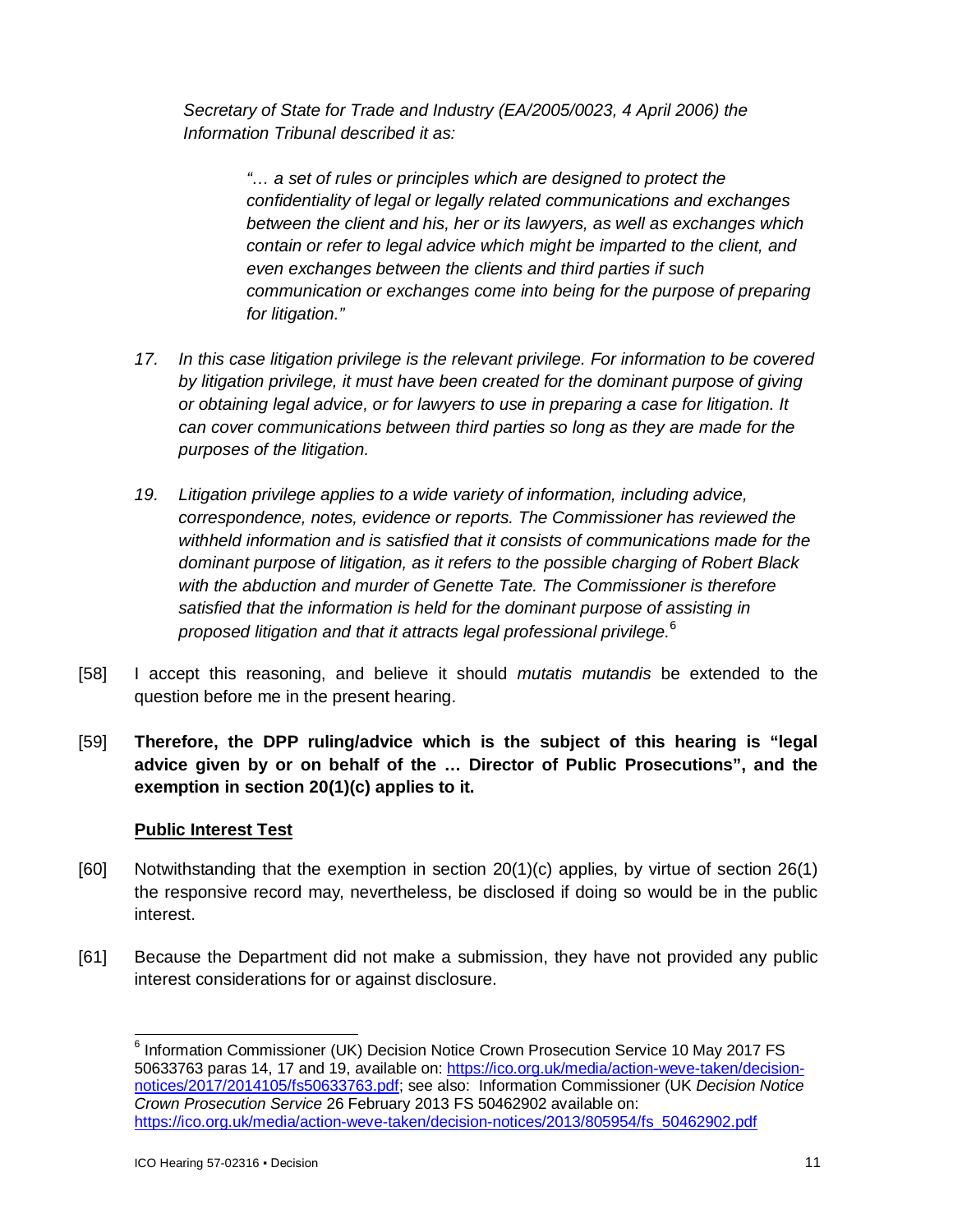*Secretary of State for Trade and Industry (EA/2005/0023, 4 April 2006) the Information Tribunal described it as:*

> *"… a set of rules or principles which are designed to protect the confidentiality of legal or legally related communications and exchanges between the client and his, her or its lawyers, as well as exchanges which contain or refer to legal advice which might be imparted to the client, and even exchanges between the clients and third parties if such communication or exchanges come into being for the purpose of preparing for litigation."*

*17. In this case litigation privilege is the relevant privilege. For information to be covered by litigation privilege, it must have been created for the dominant purpose of giving or obtaining legal advice, or for lawyers to use in preparing a case for litigation. It can cover communications between third parties so long as they are made for the purposes of the litigation.*

*19. Litigation privilege applies to a wide variety of information, including advice, correspondence, notes, evidence or reports. The Commissioner has reviewed the withheld information and is satisfied that it consists of communications made for the dominant purpose of litigation, as it refers to the possible charging of Robert Black with the abduction and murder of Genette Tate. The Commissioner is therefore satisfied that the information is held for the dominant purpose of assisting in proposed litigation and that it attracts legal professional privilege.*[6]

[58] I accept this reasoning, and believe it should *mutatis mutandis* be extended to the question before me in the present hearing.

[59] **Therefore, the DPP ruling/advice which is the subject of this hearing is "legal advice given by or on behalf of the … Director of Public Prosecutions", and the exemption in section 20(1)(c) applies to it.**

**Public Interest Test**

[60] Notwithstanding that the exemption in section 20(1)(c) applies, by virtue of section 26(1) the responsive record may, nevertheless, be disclosed if doing so would be in the public interest.

[61] Because the Department did not make a submission, they have not provided any public interest considerations for or against disclosure.

---

[6] Information Commissioner (UK) Decision Notice Crown Prosecution Service 10 May 2017 FS 50633763 paras 14, 17 and 19, available on: https://ico.org.uk/media/action-weve-taken/decision-notices/2017/2014105/fs50633763.pdf; see also: Information Commissioner (UK *Decision Notice Crown Prosecution Service* 26 February 2013 FS 50462902 available on: https://ico.org.uk/media/action-weve-taken/decision-notices/2013/805954/fs_50462902.pdf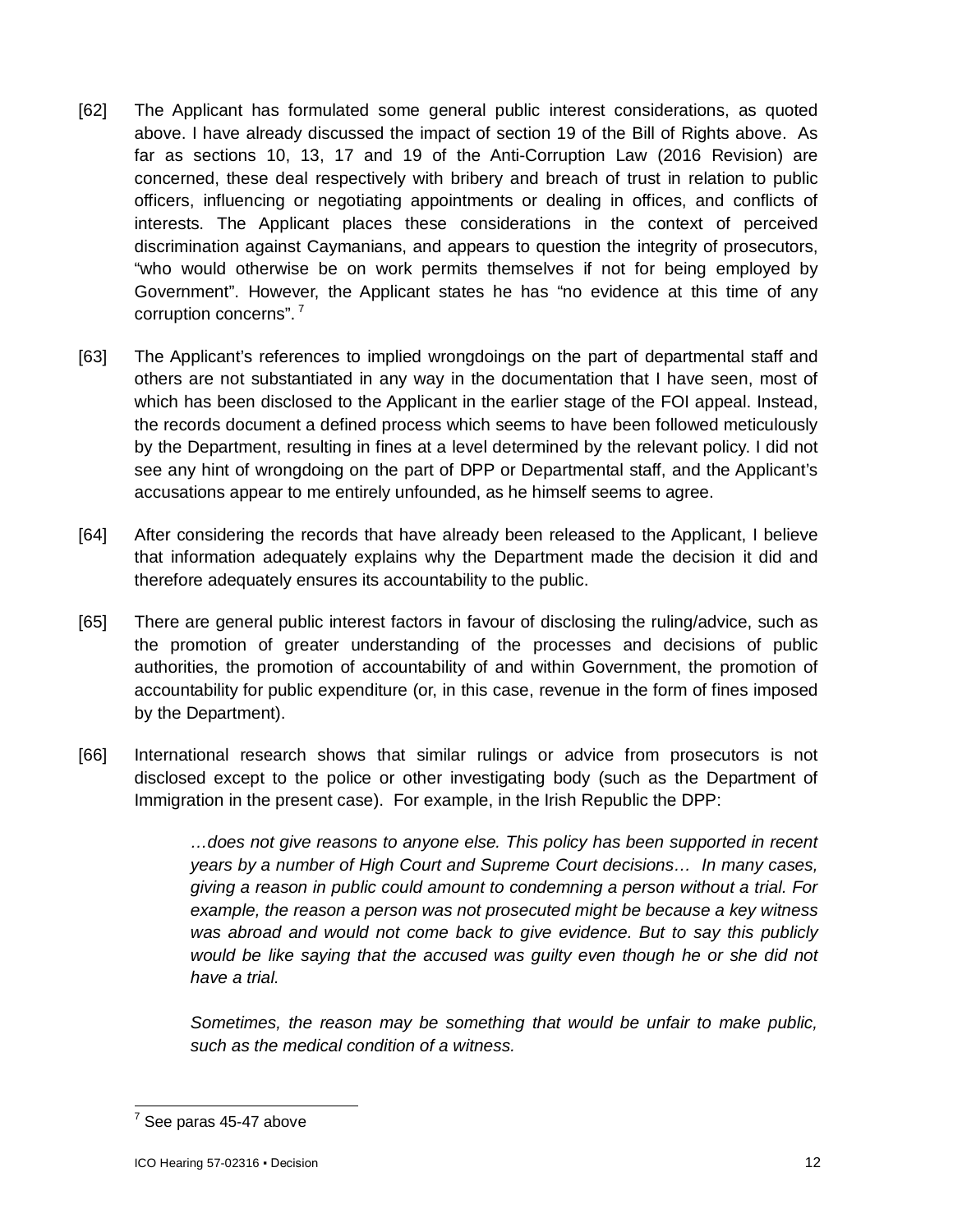[62] The Applicant has formulated some general public interest considerations, as quoted above. I have already discussed the impact of section 19 of the Bill of Rights above. As far as sections 10, 13, 17 and 19 of the Anti-Corruption Law (2016 Revision) are concerned, these deal respectively with bribery and breach of trust in relation to public officers, influencing or negotiating appointments or dealing in offices, and conflicts of interests. The Applicant places these considerations in the context of perceived discrimination against Caymanians, and appears to question the integrity of prosecutors, "who would otherwise be on work permits themselves if not for being employed by Government". However, the Applicant states he has "no evidence at this time of any corruption concerns".[7]

[63] The Applicant's references to implied wrongdoings on the part of departmental staff and others are not substantiated in any way in the documentation that I have seen, most of which has been disclosed to the Applicant in the earlier stage of the FOI appeal. Instead, the records document a defined process which seems to have been followed meticulously by the Department, resulting in fines at a level determined by the relevant policy. I did not see any hint of wrongdoing on the part of DPP or Departmental staff, and the Applicant's accusations appear to me entirely unfounded, as he himself seems to agree.

[64] After considering the records that have already been released to the Applicant, I believe that information adequately explains why the Department made the decision it did and therefore adequately ensures its accountability to the public.

[65] There are general public interest factors in favour of disclosing the ruling/advice, such as the promotion of greater understanding of the processes and decisions of public authorities, the promotion of accountability of and within Government, the promotion of accountability for public expenditure (or, in this case, revenue in the form of fines imposed by the Department).

[66] International research shows that similar rulings or advice from prosecutors is not disclosed except to the police or other investigating body (such as the Department of Immigration in the present case). For example, in the Irish Republic the DPP:

> *…does not give reasons to anyone else. This policy has been supported in recent years by a number of High Court and Supreme Court decisions… In many cases, giving a reason in public could amount to condemning a person without a trial. For example, the reason a person was not prosecuted might be because a key witness was abroad and would not come back to give evidence. But to say this publicly would be like saying that the accused was guilty even though he or she did not have a trial.*
>
> *Sometimes, the reason may be something that would be unfair to make public, such as the medical condition of a witness.*

---

[7] See paras 45-47 above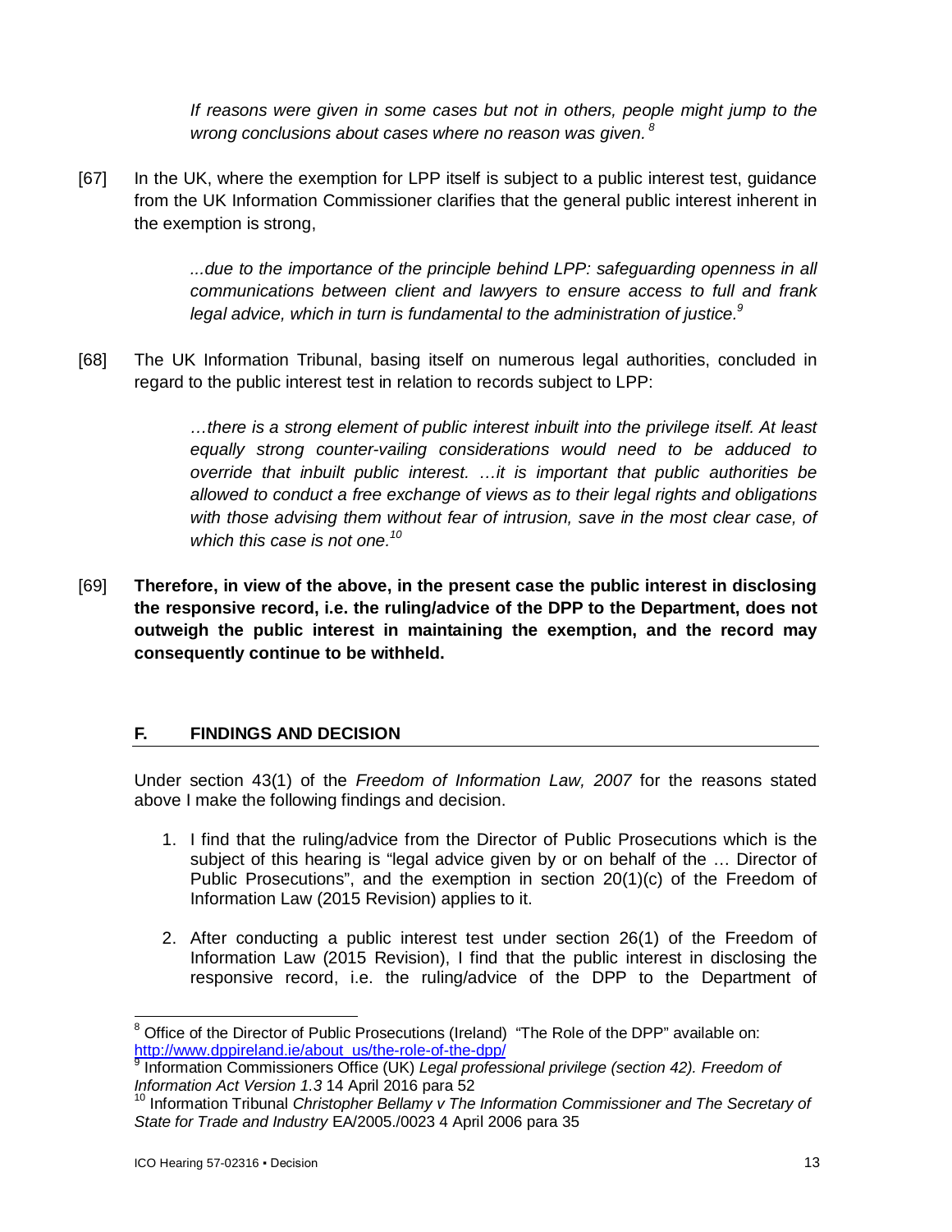> *If reasons were given in some cases but not in others, people might jump to the wrong conclusions about cases where no reason was given.*[8]

[67] In the UK, where the exemption for LPP itself is subject to a public interest test, guidance from the UK Information Commissioner clarifies that the general public interest inherent in the exemption is strong,

> *...due to the importance of the principle behind LPP: safeguarding openness in all communications between client and lawyers to ensure access to full and frank legal advice, which in turn is fundamental to the administration of justice.*[9]

[68] The UK Information Tribunal, basing itself on numerous legal authorities, concluded in regard to the public interest test in relation to records subject to LPP:

> *…there is a strong element of public interest inbuilt into the privilege itself. At least equally strong counter-vailing considerations would need to be adduced to override that inbuilt public interest. …it is important that public authorities be allowed to conduct a free exchange of views as to their legal rights and obligations with those advising them without fear of intrusion, save in the most clear case, of which this case is not one.*[10]

[69] **Therefore, in view of the above, in the present case the public interest in disclosing the responsive record, i.e. the ruling/advice of the DPP to the Department, does not outweigh the public interest in maintaining the exemption, and the record may consequently continue to be withheld.**

## F. FINDINGS AND DECISION

Under section 43(1) of the *Freedom of Information Law, 2007* for the reasons stated above I make the following findings and decision.

1. I find that the ruling/advice from the Director of Public Prosecutions which is the subject of this hearing is "legal advice given by or on behalf of the … Director of Public Prosecutions", and the exemption in section 20(1)(c) of the Freedom of Information Law (2015 Revision) applies to it.

2. After conducting a public interest test under section 26(1) of the Freedom of Information Law (2015 Revision), I find that the public interest in disclosing the responsive record, i.e. the ruling/advice of the DPP to the Department of

---

[8] Office of the Director of Public Prosecutions (Ireland) "The Role of the DPP" available on: http://www.dppireland.ie/about_us/the-role-of-the-dpp/

[9] Information Commissioners Office (UK) *Legal professional privilege (section 42). Freedom of Information Act Version 1.3* 14 April 2016 para 52

[10] Information Tribunal *Christopher Bellamy v The Information Commissioner and The Secretary of State for Trade and Industry* EA/2005./0023 4 April 2006 para 35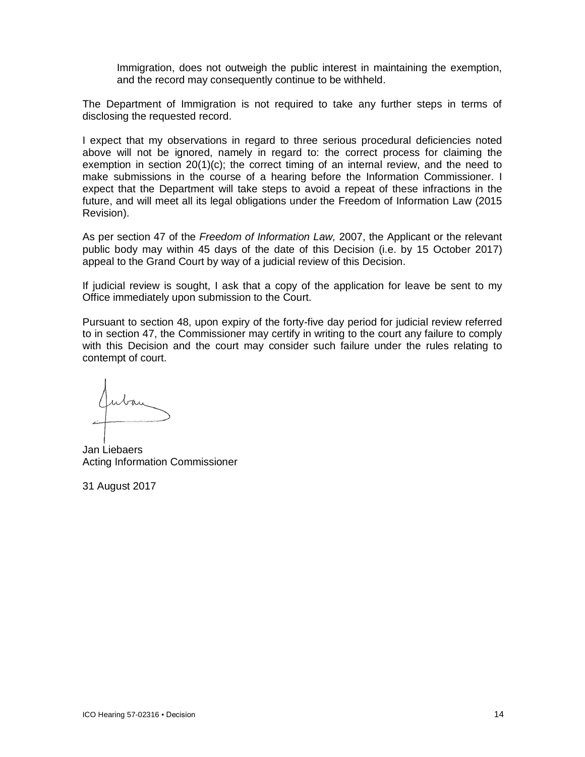Immigration, does not outweigh the public interest in maintaining the exemption, and the record may consequently continue to be withheld.

The Department of Immigration is not required to take any further steps in terms of disclosing the requested record.

I expect that my observations in regard to three serious procedural deficiencies noted above will not be ignored, namely in regard to: the correct process for claiming the exemption in section 20(1)(c); the correct timing of an internal review, and the need to make submissions in the course of a hearing before the Information Commissioner. I expect that the Department will take steps to avoid a repeat of these infractions in the future, and will meet all its legal obligations under the Freedom of Information Law (2015 Revision).

As per section 47 of the *Freedom of Information Law,* 2007, the Applicant or the relevant public body may within 45 days of the date of this Decision (i.e. by 15 October 2017) appeal to the Grand Court by way of a judicial review of this Decision.

If judicial review is sought, I ask that a copy of the application for leave be sent to my Office immediately upon submission to the Court.

Pursuant to section 48, upon expiry of the forty-five day period for judicial review referred to in section 47, the Commissioner may certify in writing to the court any failure to comply with this Decision and the court may consider such failure under the rules relating to contempt of court.

Jan Liebaers
Acting Information Commissioner

31 August 2017